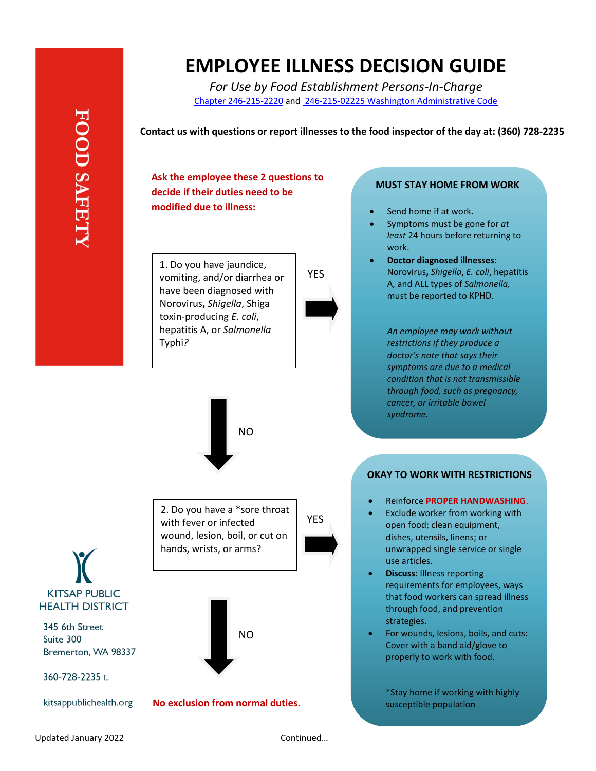FOOD SAFETY

# EMPLOYEE ILLNESS DECISION GUIDE

*For Use by Food Establishment Persons-In-Charge*

Chapter 246-215-2220 and 246-215-02225 Washington Administrative Code

**Contact us with questions or report illnesses to the food inspector of the day at: (360) 728-2235**

**Ask the employee these 2 questions to decide if their duties need to be modified due to illness:**

1. Do you have jaundice, vomiting, and/or diarrhea or have been diagnosed with Norovirus**,** *Shigella*, Shiga toxin-producing *E. coli*, hepatitis A, or *Salmonella* Typhi*?*

YES →

### MUST STAY HOME FROM WORK

- Send home if at work.
- Symptoms must be gone for *at least* 24 hours before returning to work.
- **Doctor diagnosed illnesses:** Norovirus, *Shigella*, *E. coli*, hepatitis A, and ALL types of *Salmonella,* must be reported to KPHD.

*An employee may work without restrictions if they produce a doctor's note that says their symptoms are due to a medical condition that is not transmissible through food, such as pregnancy, cancer, or irritable bowel syndrome.*

NO ↓

2. Do you have a *sore throat with fever or infected wound, lesion, boil, or cut on hands, wrists, or arms?

YES →

### OKAY TO WORK WITH RESTRICTIONS

- Reinforce **PROPER HANDWASHING**.
- Exclude worker from working with open food; clean equipment, dishes, utensils, linens; or unwrapped single service or single use articles.
- **Discuss:** Illness reporting requirements for employees, ways that food workers can spread illness through food, and prevention strategies.
- For wounds, lesions, boils, and cuts: Cover with a band aid/glove to properly to work with food.

*Stay home if working with highly susceptible population

NO ↓

**No exclusion from normal duties.**

KITSAP PUBLIC HEALTH DISTRICT

345 6th Street
Suite 300
Bremerton, WA 98337

360-728-2235 t.

kitsappublichealth.org

Updated January 2022

Continued…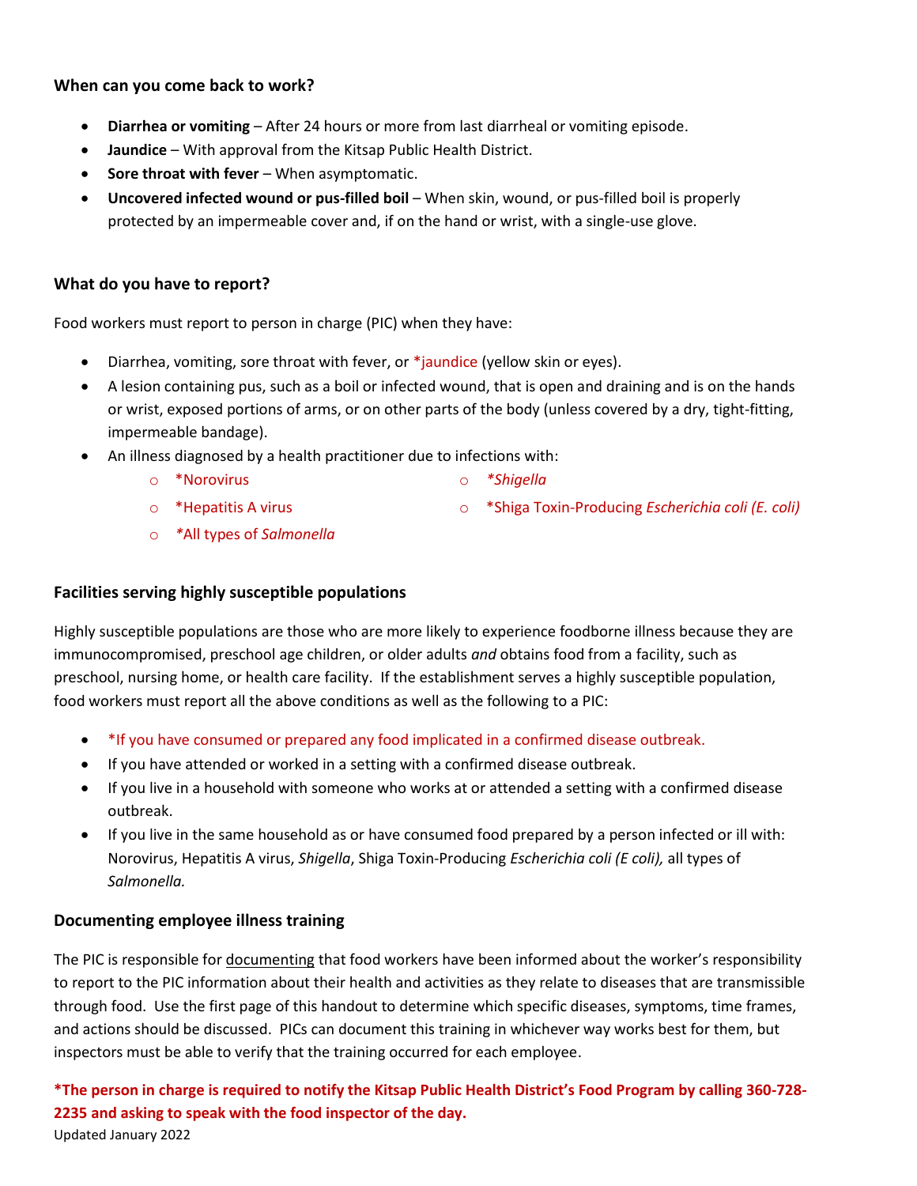### When can you come back to work?

- **Diarrhea or vomiting** – After 24 hours or more from last diarrheal or vomiting episode.
- **Jaundice** – With approval from the Kitsap Public Health District.
- **Sore throat with fever** – When asymptomatic.
- **Uncovered infected wound or pus-filled boil** – When skin, wound, or pus-filled boil is properly protected by an impermeable cover and, if on the hand or wrist, with a single-use glove.

### What do you have to report?

Food workers must report to person in charge (PIC) when they have:

- Diarrhea, vomiting, sore throat with fever, or *jaundice (yellow skin or eyes).
- A lesion containing pus, such as a boil or infected wound, that is open and draining and is on the hands or wrist, exposed portions of arms, or on other parts of the body (unless covered by a dry, tight-fitting, impermeable bandage).
- An illness diagnosed by a health practitioner due to infections with:
  - *Norovirus
  - *Hepatitis A virus
  - *All types of *Salmonella*
  - **Shigella*
  - *Shiga Toxin-Producing *Escherichia coli (E. coli)*

### Facilities serving highly susceptible populations

Highly susceptible populations are those who are more likely to experience foodborne illness because they are immunocompromised, preschool age children, or older adults *and* obtains food from a facility, such as preschool, nursing home, or health care facility. If the establishment serves a highly susceptible population, food workers must report all the above conditions as well as the following to a PIC:

- *If you have consumed or prepared any food implicated in a confirmed disease outbreak.
- If you have attended or worked in a setting with a confirmed disease outbreak.
- If you live in a household with someone who works at or attended a setting with a confirmed disease outbreak.
- If you live in the same household as or have consumed food prepared by a person infected or ill with: Norovirus, Hepatitis A virus, *Shigella*, Shiga Toxin-Producing *Escherichia coli (E coli),* all types of *Salmonella.*

### Documenting employee illness training

The PIC is responsible for documenting that food workers have been informed about the worker's responsibility to report to the PIC information about their health and activities as they relate to diseases that are transmissible through food. Use the first page of this handout to determine which specific diseases, symptoms, time frames, and actions should be discussed. PICs can document this training in whichever way works best for them, but inspectors must be able to verify that the training occurred for each employee.

**\*The person in charge is required to notify the Kitsap Public Health District's Food Program by calling 360-728-2235 and asking to speak with the food inspector of the day.**

Updated January 2022